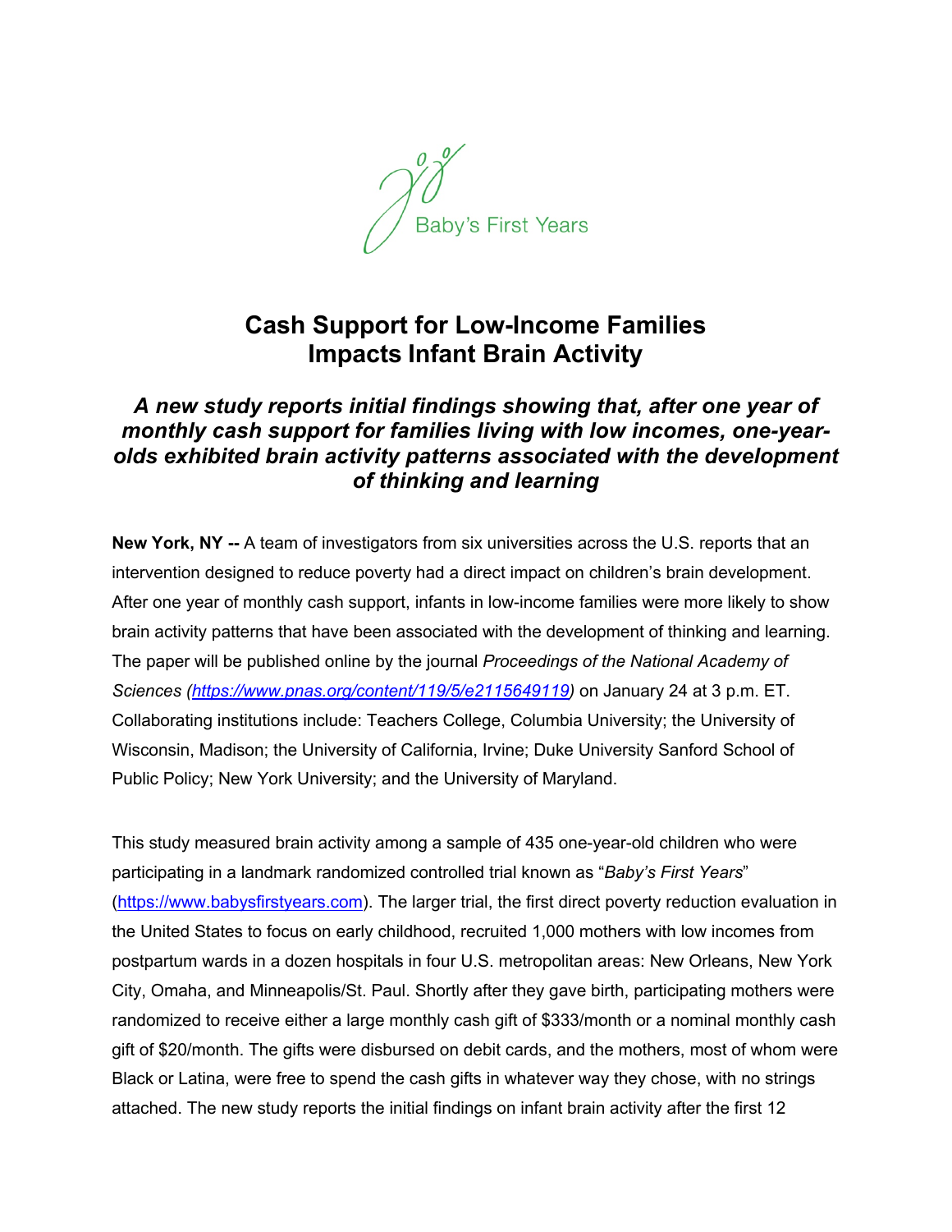Baby's First Years

# Cash Support for Low-Income Families Impacts Infant Brain Activity

### *A new study reports initial findings showing that, after one year of monthly cash support for families living with low incomes, one-year-olds exhibited brain activity patterns associated with the development of thinking and learning*

**New York, NY --** A team of investigators from six universities across the U.S. reports that an intervention designed to reduce poverty had a direct impact on children's brain development. After one year of monthly cash support, infants in low-income families were more likely to show brain activity patterns that have been associated with the development of thinking and learning. The paper will be published online by the journal *Proceedings of the National Academy of Sciences (https://www.pnas.org/content/119/5/e2115649119)* on January 24 at 3 p.m. ET. Collaborating institutions include: Teachers College, Columbia University; the University of Wisconsin, Madison; the University of California, Irvine; Duke University Sanford School of Public Policy; New York University; and the University of Maryland.

This study measured brain activity among a sample of 435 one-year-old children who were participating in a landmark randomized controlled trial known as "*Baby's First Years*" (https://www.babysfirstyears.com). The larger trial, the first direct poverty reduction evaluation in the United States to focus on early childhood, recruited 1,000 mothers with low incomes from postpartum wards in a dozen hospitals in four U.S. metropolitan areas: New Orleans, New York City, Omaha, and Minneapolis/St. Paul. Shortly after they gave birth, participating mothers were randomized to receive either a large monthly cash gift of $333/month or a nominal monthly cash gift of $20/month. The gifts were disbursed on debit cards, and the mothers, most of whom were Black or Latina, were free to spend the cash gifts in whatever way they chose, with no strings attached. The new study reports the initial findings on infant brain activity after the first 12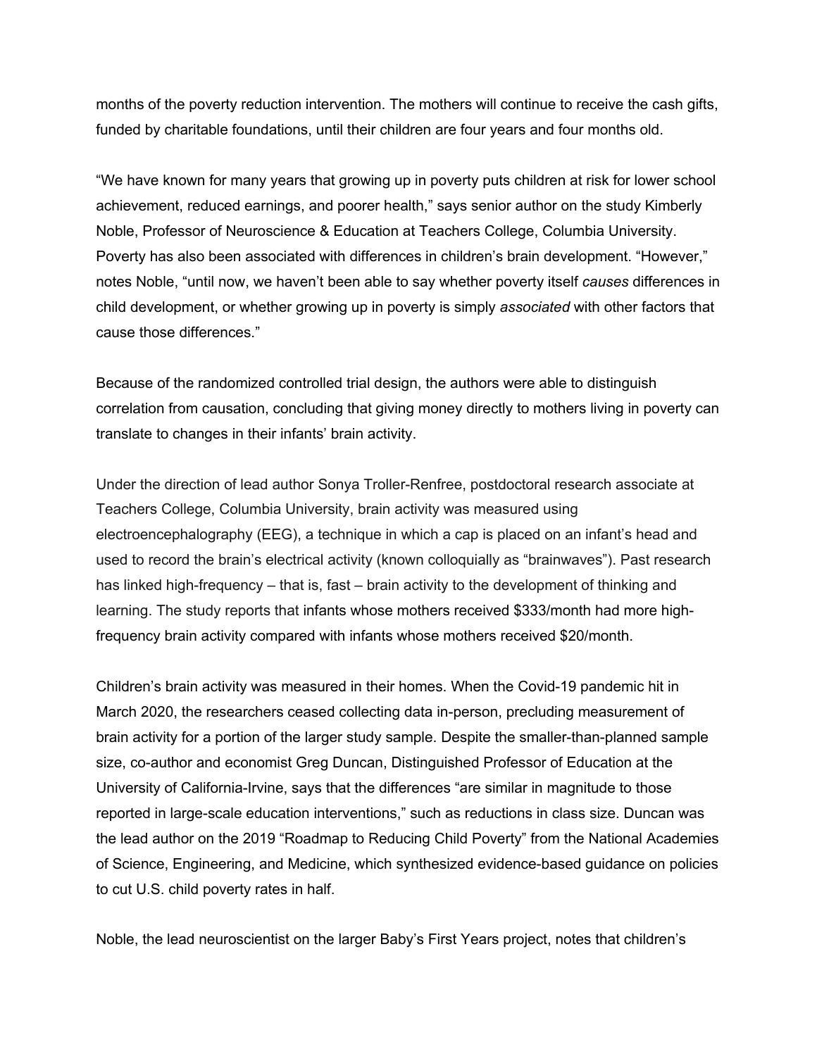months of the poverty reduction intervention. The mothers will continue to receive the cash gifts, funded by charitable foundations, until their children are four years and four months old.

"We have known for many years that growing up in poverty puts children at risk for lower school achievement, reduced earnings, and poorer health," says senior author on the study Kimberly Noble, Professor of Neuroscience & Education at Teachers College, Columbia University. Poverty has also been associated with differences in children's brain development. "However," notes Noble, "until now, we haven't been able to say whether poverty itself *causes* differences in child development, or whether growing up in poverty is simply *associated* with other factors that cause those differences."

Because of the randomized controlled trial design, the authors were able to distinguish correlation from causation, concluding that giving money directly to mothers living in poverty can translate to changes in their infants' brain activity.

Under the direction of lead author Sonya Troller-Renfree, postdoctoral research associate at Teachers College, Columbia University, brain activity was measured using electroencephalography (EEG), a technique in which a cap is placed on an infant's head and used to record the brain's electrical activity (known colloquially as "brainwaves"). Past research has linked high-frequency – that is, fast – brain activity to the development of thinking and learning. The study reports that infants whose mothers received $333/month had more high-frequency brain activity compared with infants whose mothers received $20/month.

Children's brain activity was measured in their homes. When the Covid-19 pandemic hit in March 2020, the researchers ceased collecting data in-person, precluding measurement of brain activity for a portion of the larger study sample. Despite the smaller-than-planned sample size, co-author and economist Greg Duncan, Distinguished Professor of Education at the University of California-Irvine, says that the differences "are similar in magnitude to those reported in large-scale education interventions," such as reductions in class size. Duncan was the lead author on the 2019 "Roadmap to Reducing Child Poverty" from the National Academies of Science, Engineering, and Medicine, which synthesized evidence-based guidance on policies to cut U.S. child poverty rates in half.

Noble, the lead neuroscientist on the larger Baby's First Years project, notes that children's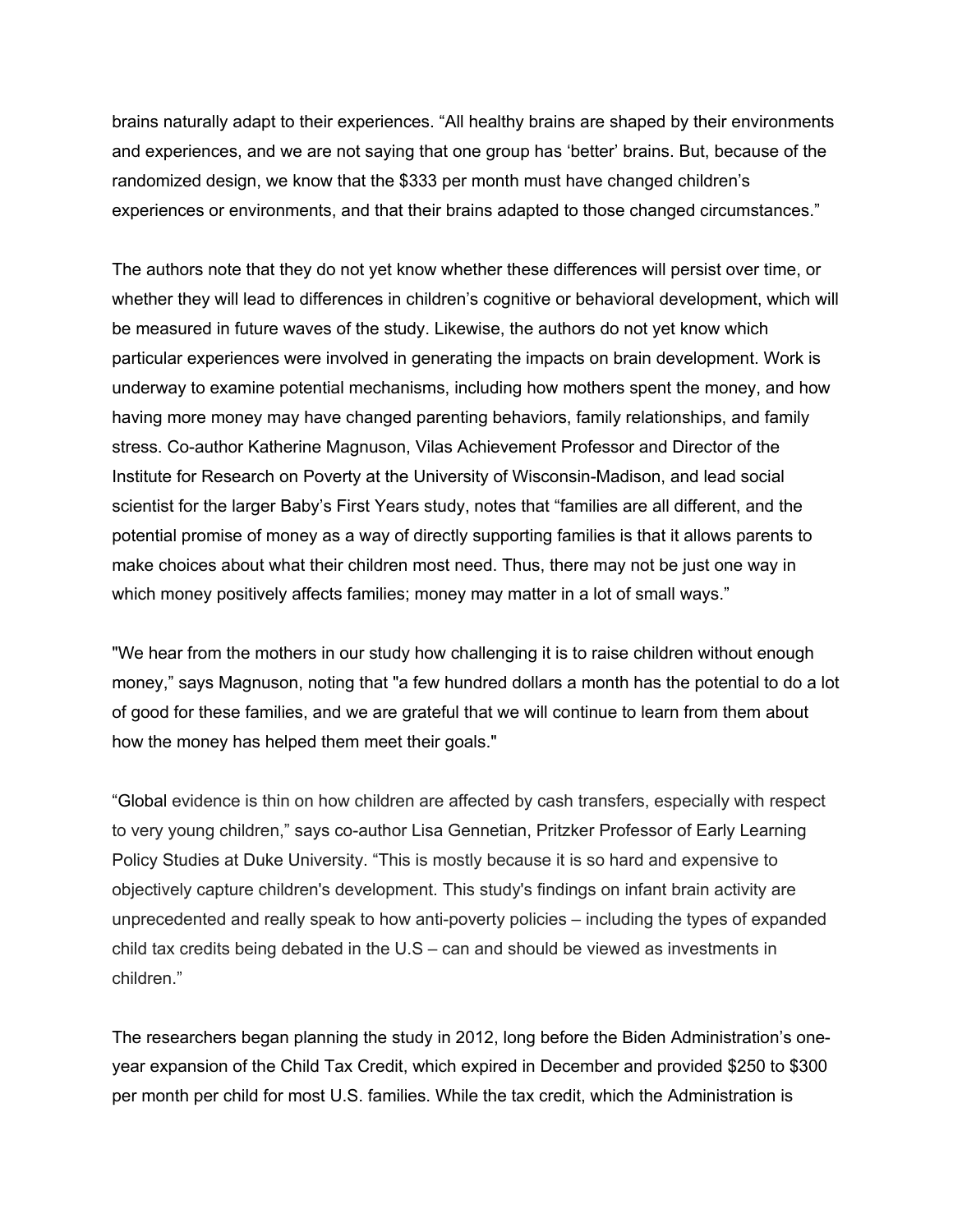brains naturally adapt to their experiences. “All healthy brains are shaped by their environments and experiences, and we are not saying that one group has ‘better’ brains. But, because of the randomized design, we know that the $333 per month must have changed children’s experiences or environments, and that their brains adapted to those changed circumstances.”

The authors note that they do not yet know whether these differences will persist over time, or whether they will lead to differences in children’s cognitive or behavioral development, which will be measured in future waves of the study. Likewise, the authors do not yet know which particular experiences were involved in generating the impacts on brain development. Work is underway to examine potential mechanisms, including how mothers spent the money, and how having more money may have changed parenting behaviors, family relationships, and family stress. Co-author Katherine Magnuson, Vilas Achievement Professor and Director of the Institute for Research on Poverty at the University of Wisconsin-Madison, and lead social scientist for the larger Baby’s First Years study, notes that “families are all different, and the potential promise of money as a way of directly supporting families is that it allows parents to make choices about what their children most need. Thus, there may not be just one way in which money positively affects families; money may matter in a lot of small ways.”

"We hear from the mothers in our study how challenging it is to raise children without enough money,” says Magnuson, noting that "a few hundred dollars a month has the potential to do a lot of good for these families, and we are grateful that we will continue to learn from them about how the money has helped them meet their goals."

“Global evidence is thin on how children are affected by cash transfers, especially with respect to very young children,” says co-author Lisa Gennetian, Pritzker Professor of Early Learning Policy Studies at Duke University. “This is mostly because it is so hard and expensive to objectively capture children's development. This study's findings on infant brain activity are unprecedented and really speak to how anti-poverty policies – including the types of expanded child tax credits being debated in the U.S – can and should be viewed as investments in children.”

The researchers began planning the study in 2012, long before the Biden Administration’s one-year expansion of the Child Tax Credit, which expired in December and provided $250 to $300 per month per child for most U.S. families. While the tax credit, which the Administration is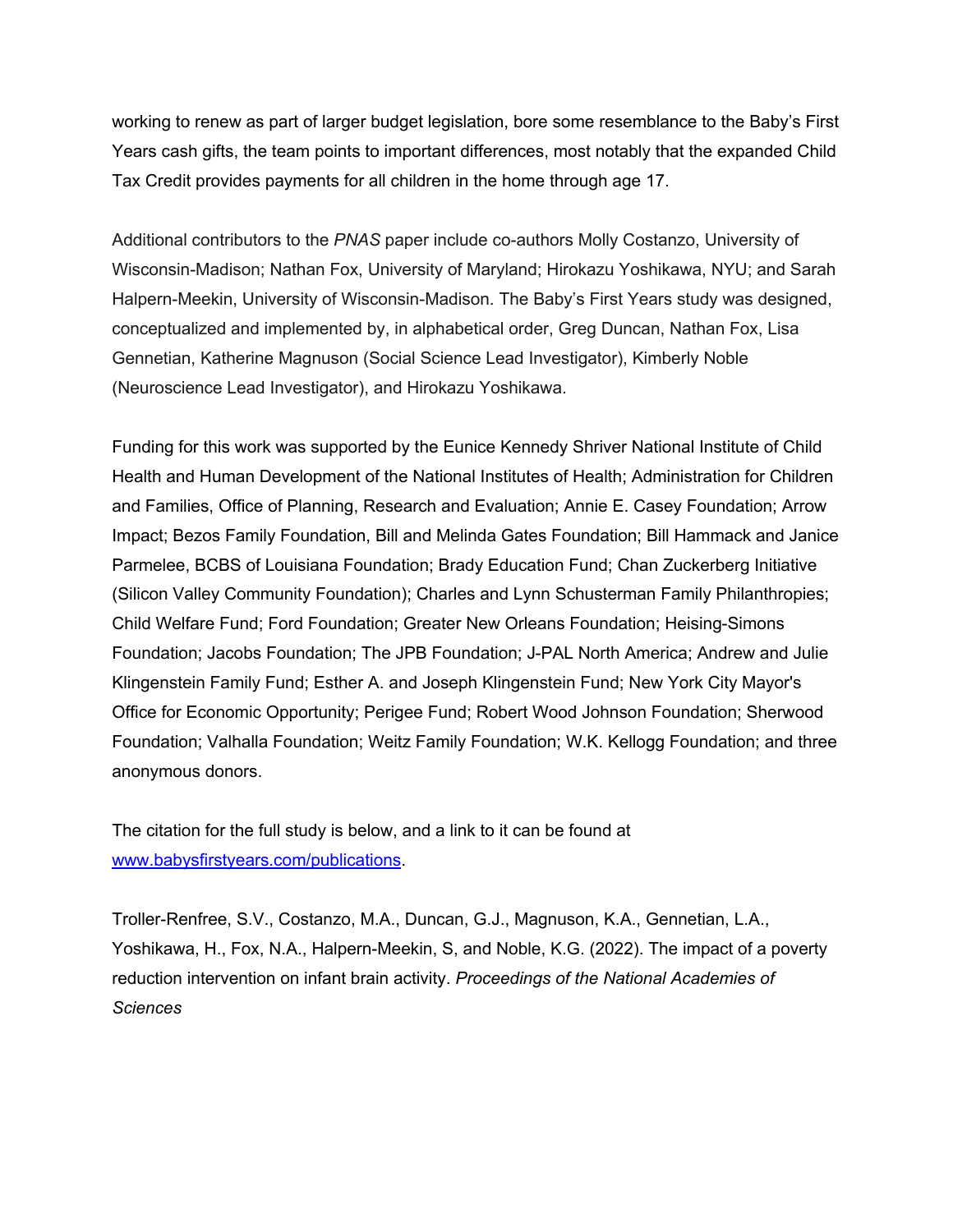working to renew as part of larger budget legislation, bore some resemblance to the Baby's First Years cash gifts, the team points to important differences, most notably that the expanded Child Tax Credit provides payments for all children in the home through age 17.

Additional contributors to the *PNAS* paper include co-authors Molly Costanzo, University of Wisconsin-Madison; Nathan Fox, University of Maryland; Hirokazu Yoshikawa, NYU; and Sarah Halpern-Meekin, University of Wisconsin-Madison. The Baby's First Years study was designed, conceptualized and implemented by, in alphabetical order, Greg Duncan, Nathan Fox, Lisa Gennetian, Katherine Magnuson (Social Science Lead Investigator), Kimberly Noble (Neuroscience Lead Investigator), and Hirokazu Yoshikawa.

Funding for this work was supported by the Eunice Kennedy Shriver National Institute of Child Health and Human Development of the National Institutes of Health; Administration for Children and Families, Office of Planning, Research and Evaluation; Annie E. Casey Foundation; Arrow Impact; Bezos Family Foundation, Bill and Melinda Gates Foundation; Bill Hammack and Janice Parmelee, BCBS of Louisiana Foundation; Brady Education Fund; Chan Zuckerberg Initiative (Silicon Valley Community Foundation); Charles and Lynn Schusterman Family Philanthropies; Child Welfare Fund; Ford Foundation; Greater New Orleans Foundation; Heising-Simons Foundation; Jacobs Foundation; The JPB Foundation; J-PAL North America; Andrew and Julie Klingenstein Family Fund; Esther A. and Joseph Klingenstein Fund; New York City Mayor's Office for Economic Opportunity; Perigee Fund; Robert Wood Johnson Foundation; Sherwood Foundation; Valhalla Foundation; Weitz Family Foundation; W.K. Kellogg Foundation; and three anonymous donors.

The citation for the full study is below, and a link to it can be found at [www.babysfirstyears.com/publications](www.babysfirstyears.com/publications).

Troller-Renfree, S.V., Costanzo, M.A., Duncan, G.J., Magnuson, K.A., Gennetian, L.A., Yoshikawa, H., Fox, N.A., Halpern-Meekin, S, and Noble, K.G. (2022). The impact of a poverty reduction intervention on infant brain activity. *Proceedings of the National Academies of Sciences*